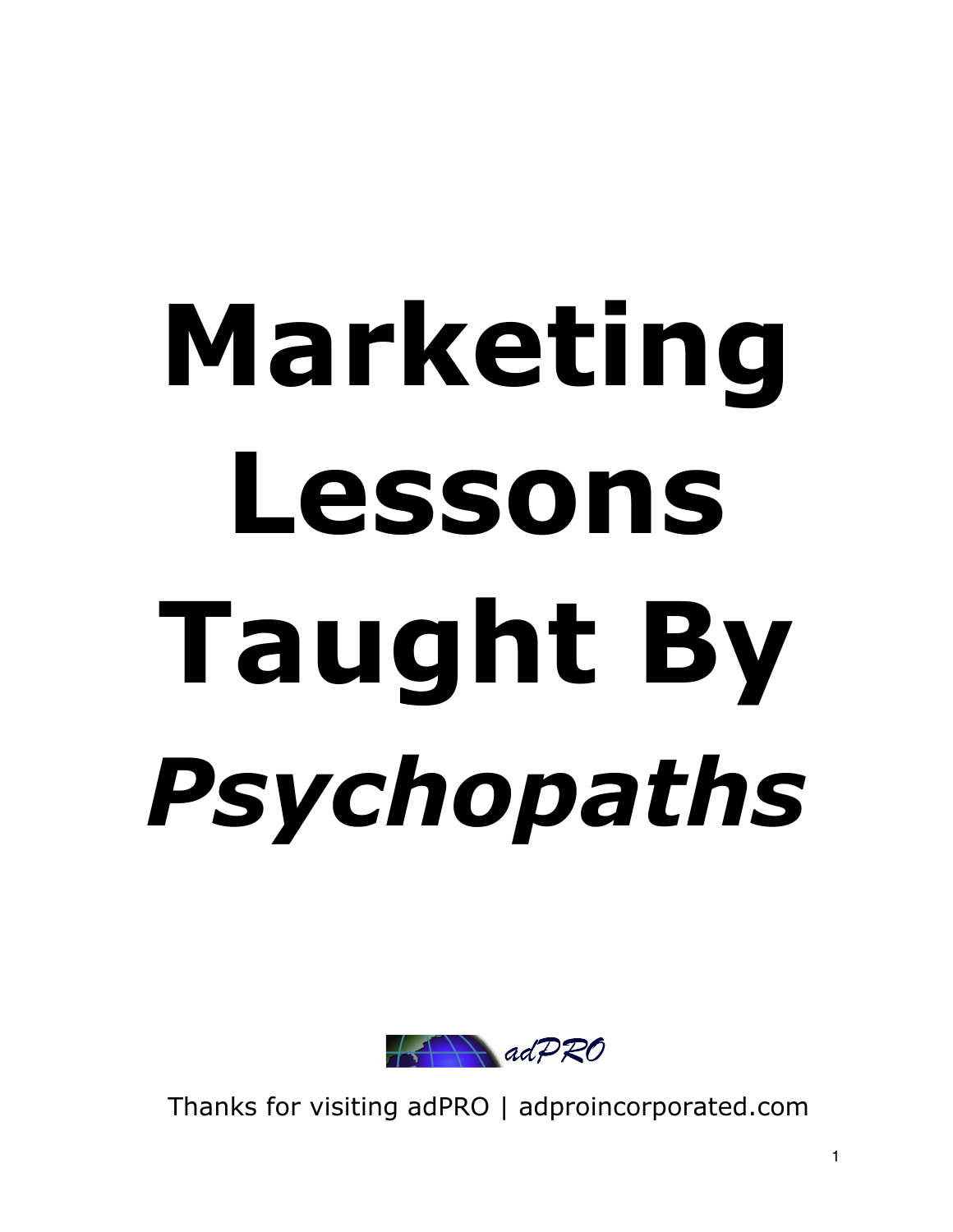# Marketing Lessons Taught By *Psychopaths*

adPRO

Thanks for visiting adPRO | adproincorporated.com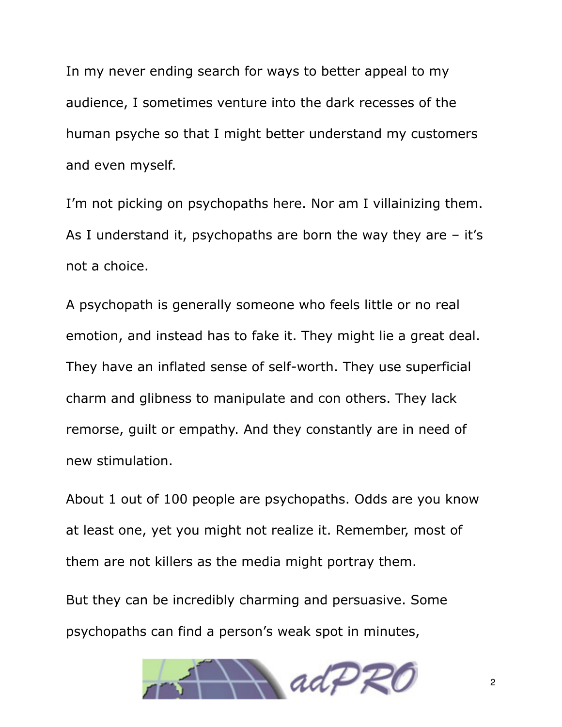In my never ending search for ways to better appeal to my audience, I sometimes venture into the dark recesses of the human psyche so that I might better understand my customers and even myself.

I'm not picking on psychopaths here. Nor am I villainizing them. As I understand it, psychopaths are born the way they are – it's not a choice.

A psychopath is generally someone who feels little or no real emotion, and instead has to fake it. They might lie a great deal. They have an inflated sense of self-worth. They use superficial charm and glibness to manipulate and con others. They lack remorse, guilt or empathy. And they constantly are in need of new stimulation.

About 1 out of 100 people are psychopaths. Odds are you know at least one, yet you might not realize it. Remember, most of them are not killers as the media might portray them.

But they can be incredibly charming and persuasive. Some psychopaths can find a person's weak spot in minutes,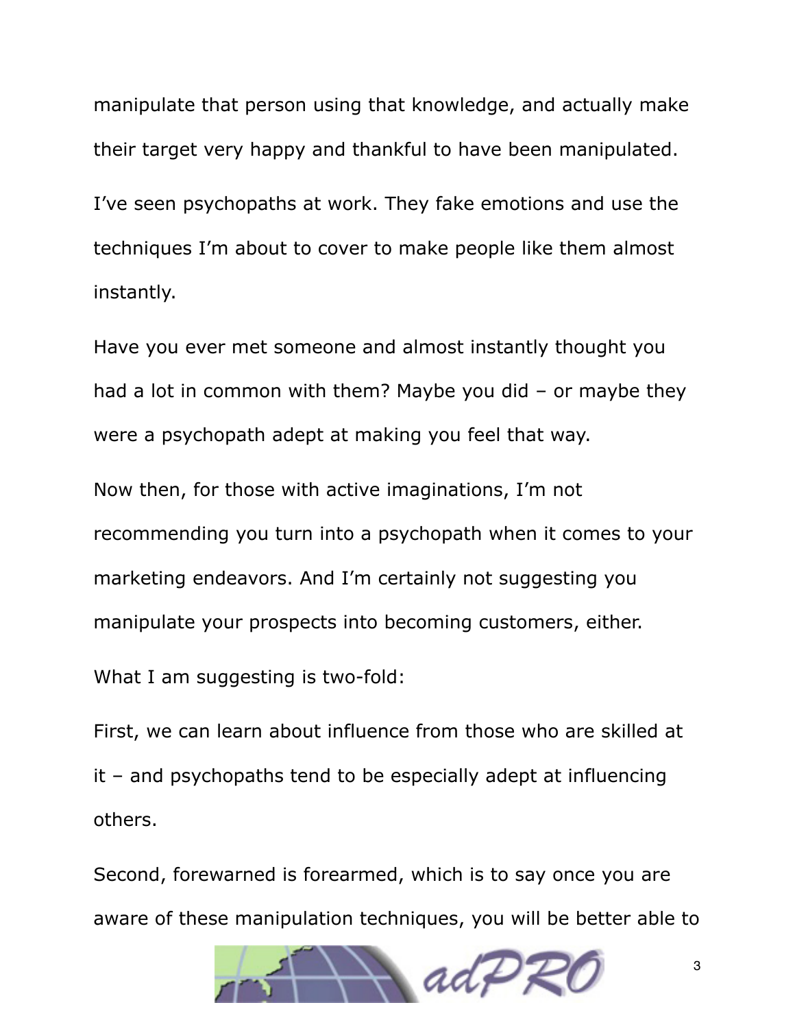manipulate that person using that knowledge, and actually make their target very happy and thankful to have been manipulated.

I've seen psychopaths at work. They fake emotions and use the techniques I'm about to cover to make people like them almost instantly.

Have you ever met someone and almost instantly thought you had a lot in common with them? Maybe you did – or maybe they were a psychopath adept at making you feel that way.

Now then, for those with active imaginations, I'm not recommending you turn into a psychopath when it comes to your marketing endeavors. And I'm certainly not suggesting you manipulate your prospects into becoming customers, either.

What I am suggesting is two-fold:

First, we can learn about influence from those who are skilled at it – and psychopaths tend to be especially adept at influencing others.

Second, forewarned is forearmed, which is to say once you are aware of these manipulation techniques, you will be better able to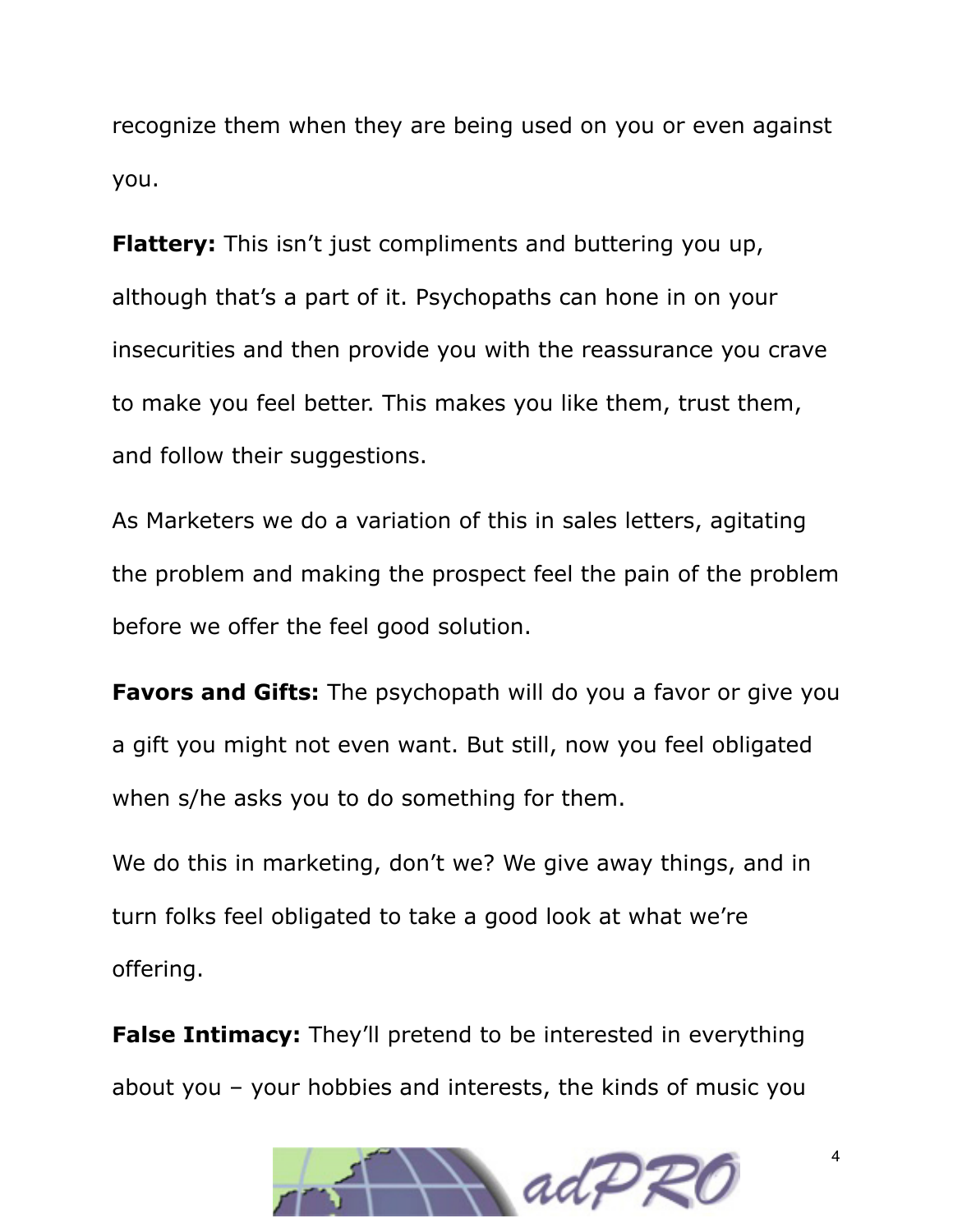recognize them when they are being used on you or even against you.

**Flattery:** This isn't just compliments and buttering you up, although that's a part of it. Psychopaths can hone in on your insecurities and then provide you with the reassurance you crave to make you feel better. This makes you like them, trust them, and follow their suggestions.

As Marketers we do a variation of this in sales letters, agitating the problem and making the prospect feel the pain of the problem before we offer the feel good solution.

**Favors and Gifts:** The psychopath will do you a favor or give you a gift you might not even want. But still, now you feel obligated when s/he asks you to do something for them.

We do this in marketing, don't we? We give away things, and in turn folks feel obligated to take a good look at what we're offering.

**False Intimacy:** They'll pretend to be interested in everything about you – your hobbies and interests, the kinds of music you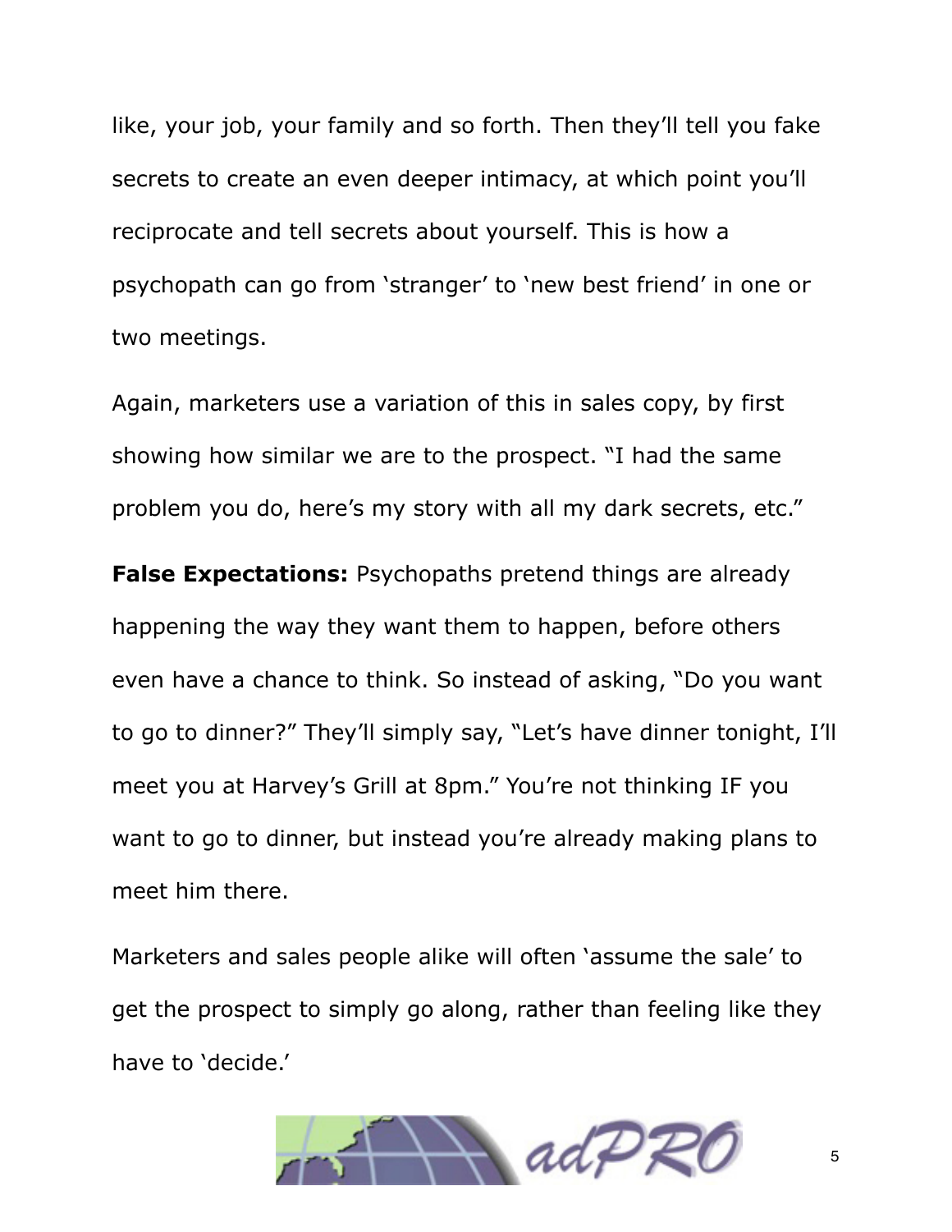like, your job, your family and so forth. Then they'll tell you fake secrets to create an even deeper intimacy, at which point you'll reciprocate and tell secrets about yourself. This is how a psychopath can go from 'stranger' to 'new best friend' in one or two meetings.

Again, marketers use a variation of this in sales copy, by first showing how similar we are to the prospect. "I had the same problem you do, here's my story with all my dark secrets, etc."

**False Expectations:** Psychopaths pretend things are already happening the way they want them to happen, before others even have a chance to think. So instead of asking, "Do you want to go to dinner?" They'll simply say, "Let's have dinner tonight, I'll meet you at Harvey's Grill at 8pm." You're not thinking IF you want to go to dinner, but instead you're already making plans to meet him there.

Marketers and sales people alike will often 'assume the sale' to get the prospect to simply go along, rather than feeling like they have to 'decide.'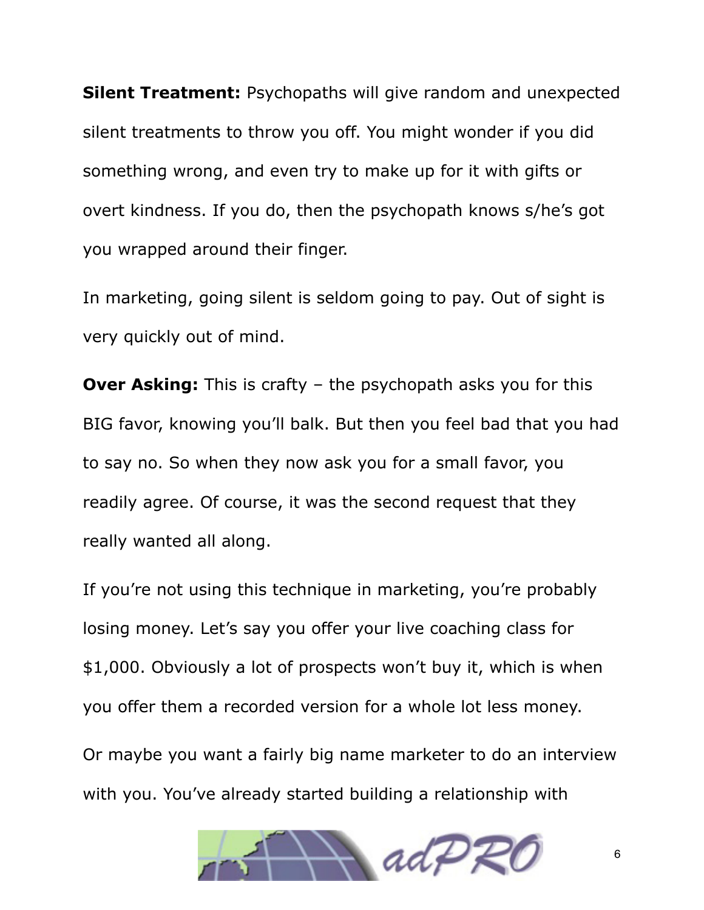**Silent Treatment:** Psychopaths will give random and unexpected silent treatments to throw you off. You might wonder if you did something wrong, and even try to make up for it with gifts or overt kindness. If you do, then the psychopath knows s/he's got you wrapped around their finger.

In marketing, going silent is seldom going to pay. Out of sight is very quickly out of mind.

**Over Asking:** This is crafty – the psychopath asks you for this BIG favor, knowing you'll balk. But then you feel bad that you had to say no. So when they now ask you for a small favor, you readily agree. Of course, it was the second request that they really wanted all along.

If you're not using this technique in marketing, you're probably losing money. Let's say you offer your live coaching class for $1,000. Obviously a lot of prospects won't buy it, which is when you offer them a recorded version for a whole lot less money.

Or maybe you want a fairly big name marketer to do an interview with you. You've already started building a relationship with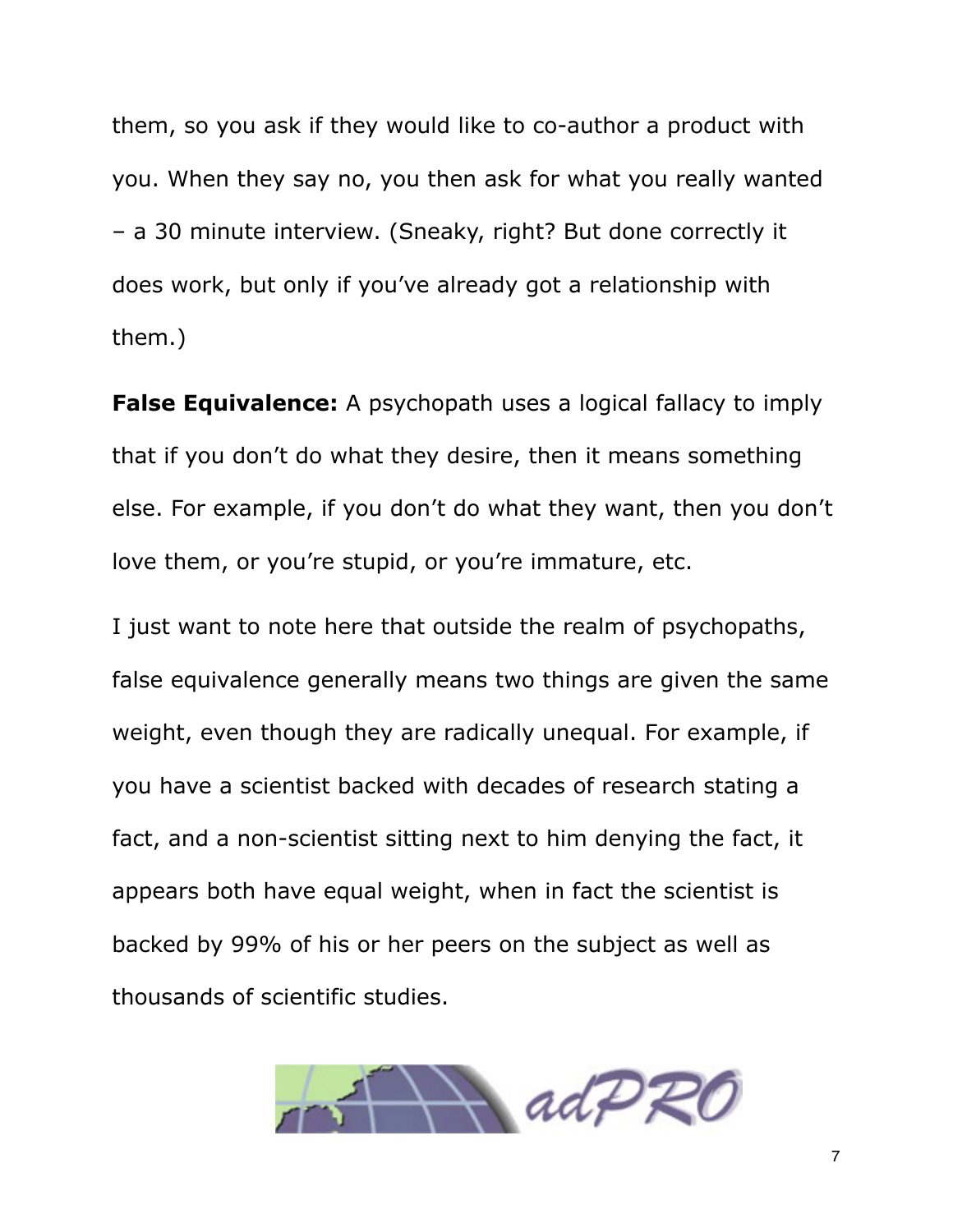them, so you ask if they would like to co-author a product with you. When they say no, you then ask for what you really wanted – a 30 minute interview. (Sneaky, right? But done correctly it does work, but only if you've already got a relationship with them.)

**False Equivalence:** A psychopath uses a logical fallacy to imply that if you don't do what they desire, then it means something else. For example, if you don't do what they want, then you don't love them, or you're stupid, or you're immature, etc.

I just want to note here that outside the realm of psychopaths, false equivalence generally means two things are given the same weight, even though they are radically unequal. For example, if you have a scientist backed with decades of research stating a fact, and a non-scientist sitting next to him denying the fact, it appears both have equal weight, when in fact the scientist is backed by 99% of his or her peers on the subject as well as thousands of scientific studies.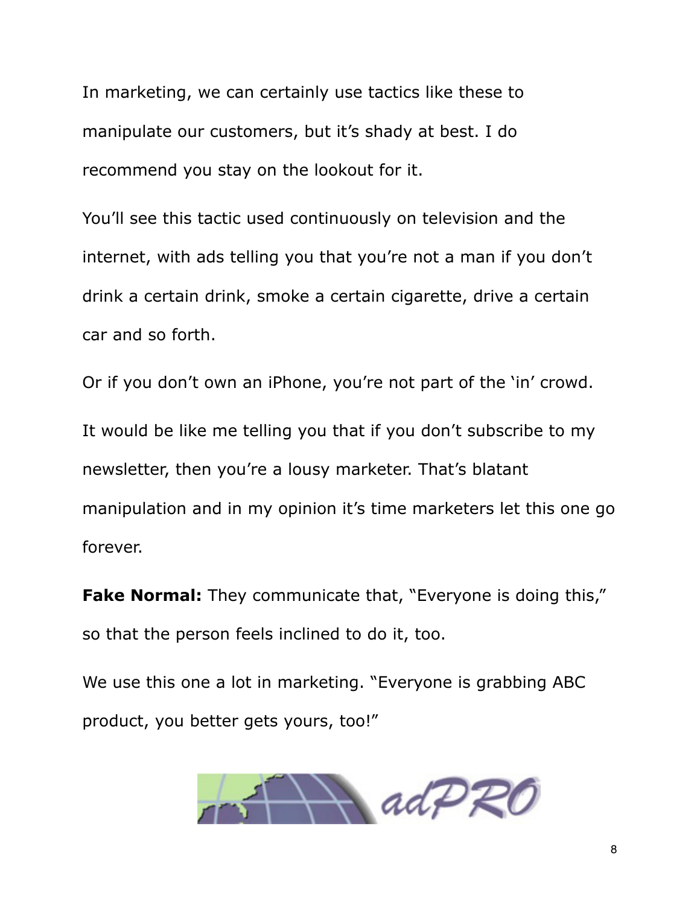In marketing, we can certainly use tactics like these to manipulate our customers, but it's shady at best. I do recommend you stay on the lookout for it.

You'll see this tactic used continuously on television and the internet, with ads telling you that you're not a man if you don't drink a certain drink, smoke a certain cigarette, drive a certain car and so forth.

Or if you don't own an iPhone, you're not part of the 'in' crowd.

It would be like me telling you that if you don't subscribe to my newsletter, then you're a lousy marketer. That's blatant manipulation and in my opinion it's time marketers let this one go forever.

**Fake Normal:** They communicate that, "Everyone is doing this," so that the person feels inclined to do it, too.

We use this one a lot in marketing. "Everyone is grabbing ABC product, you better gets yours, too!"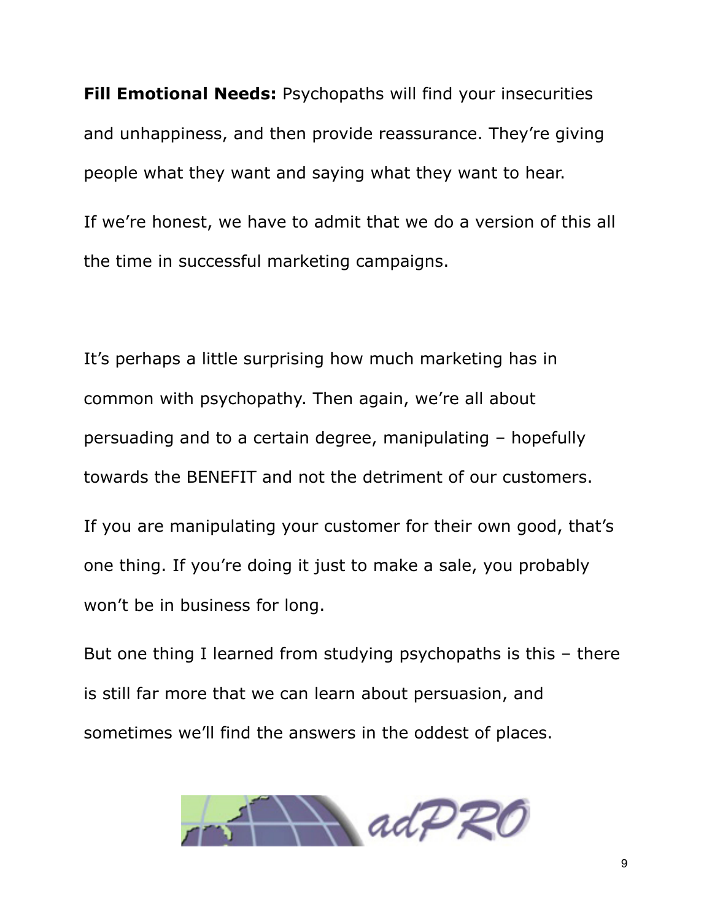**Fill Emotional Needs:** Psychopaths will find your insecurities and unhappiness, and then provide reassurance. They're giving people what they want and saying what they want to hear.

If we're honest, we have to admit that we do a version of this all the time in successful marketing campaigns.

It's perhaps a little surprising how much marketing has in common with psychopathy. Then again, we're all about persuading and to a certain degree, manipulating – hopefully towards the BENEFIT and not the detriment of our customers.

If you are manipulating your customer for their own good, that's one thing. If you're doing it just to make a sale, you probably won't be in business for long.

But one thing I learned from studying psychopaths is this – there is still far more that we can learn about persuasion, and sometimes we'll find the answers in the oddest of places.

adPRO